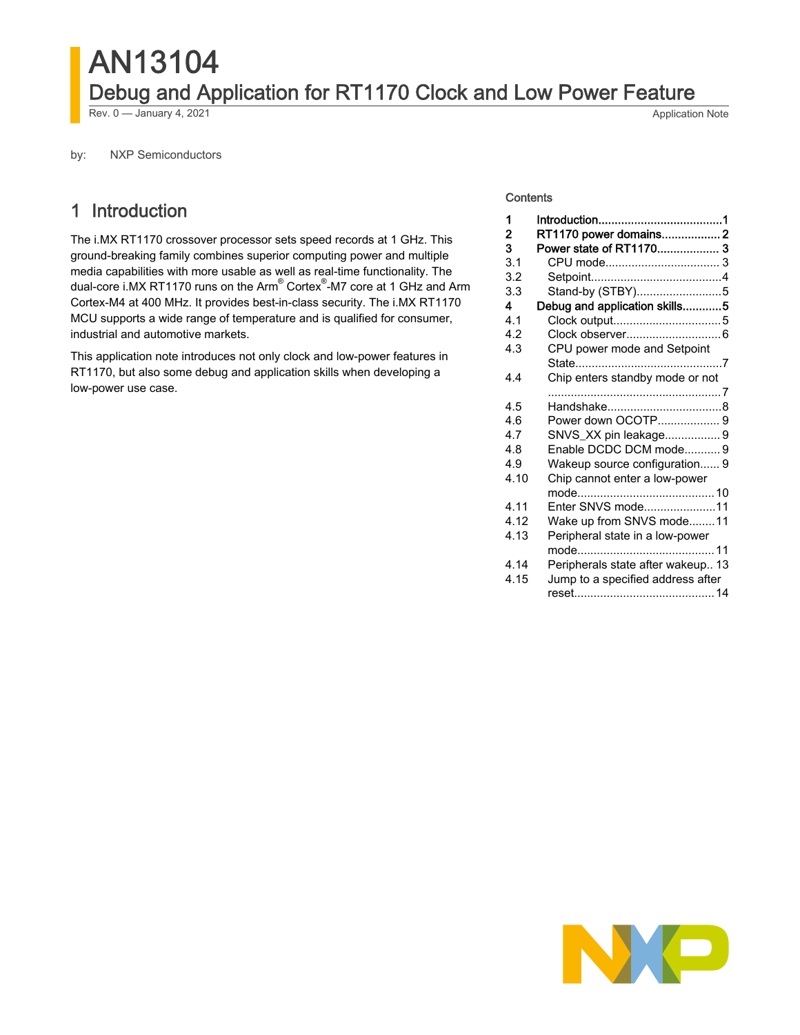# AN13104

## Debug and Application for RT1170 Clock and Low Power Feature

Rev. 0 — January 4, 2021 Application Note

by: NXP Semiconductors

## Contents

| | | |
|---|---|---|
| 1 | Introduction | 1 |
| 2 | RT1170 power domains | 2 |
| 3 | Power state of RT1170 | 3 |
| 3.1 | CPU mode | 3 |
| 3.2 | Setpoint | 4 |
| 3.3 | Stand-by (STBY) | 5 |
| 4 | Debug and application skills | 5 |
| 4.1 | Clock output | 5 |
| 4.2 | Clock observer | 6 |
| 4.3 | CPU power mode and Setpoint State | 7 |
| 4.4 | Chip enters standby mode or not | 7 |
| 4.5 | Handshake | 8 |
| 4.6 | Power down OCOTP | 9 |
| 4.7 | SNVS_XX pin leakage | 9 |
| 4.8 | Enable DCDC DCM mode | 9 |
| 4.9 | Wakeup source configuration | 9 |
| 4.10 | Chip cannot enter a low-power mode | 10 |
| 4.11 | Enter SNVS mode | 11 |
| 4.12 | Wake up from SNVS mode | 11 |
| 4.13 | Peripheral state in a low-power mode | 11 |
| 4.14 | Peripherals state after wakeup | 13 |
| 4.15 | Jump to a specified address after reset | 14 |

## 1 Introduction

The i.MX RT1170 crossover processor sets speed records at 1 GHz. This ground-breaking family combines superior computing power and multiple media capabilities with more usable as well as real-time functionality. The dual-core i.MX RT1170 runs on the Arm® Cortex®-M7 core at 1 GHz and Arm Cortex-M4 at 400 MHz. It provides best-in-class security. The i.MX RT1170 MCU supports a wide range of temperature and is qualified for consumer, industrial and automotive markets.

This application note introduces not only clock and low-power features in RT1170, but also some debug and application skills when developing a low-power use case.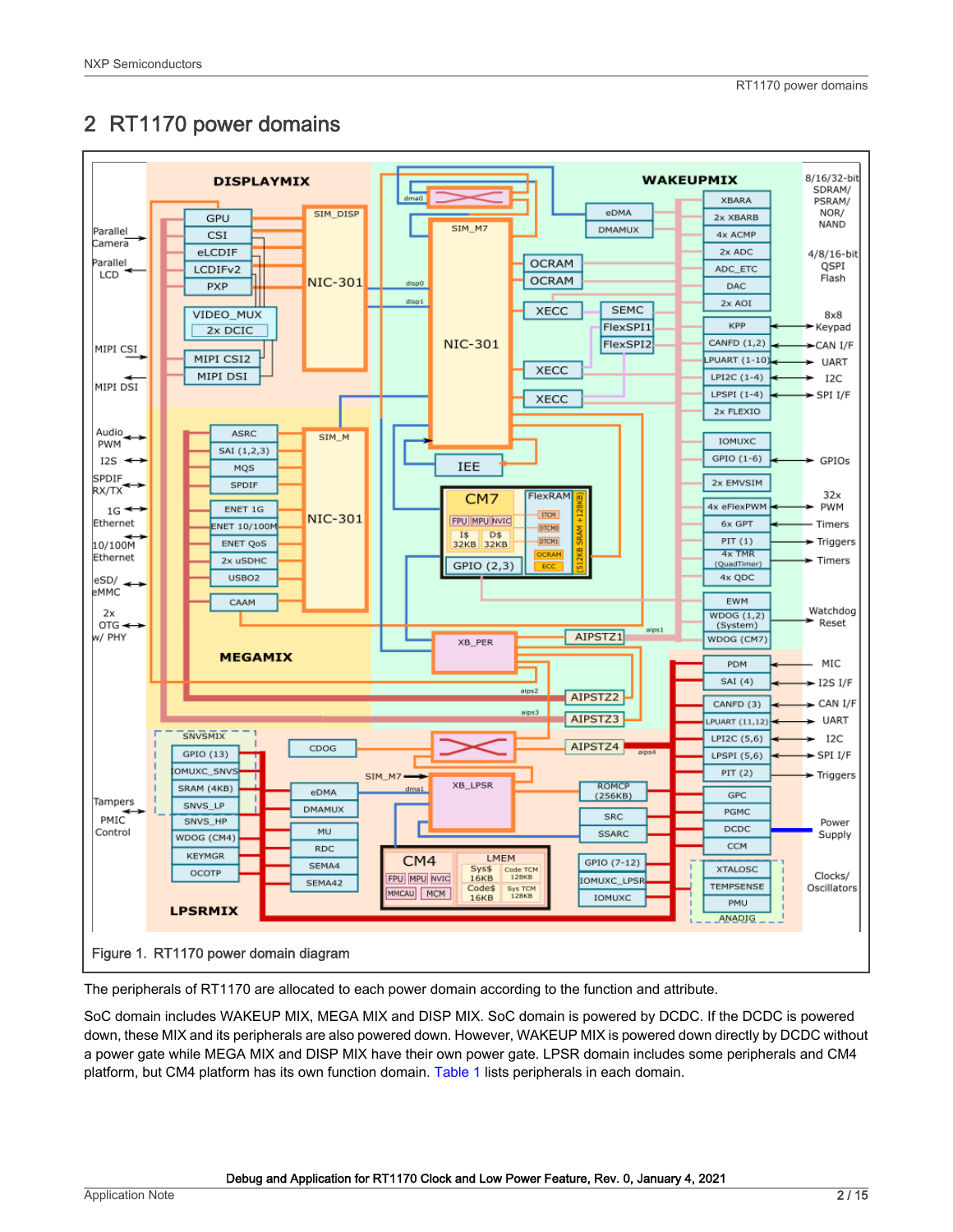## 2 RT1170 power domains

Figure 1. RT1170 power domain diagram

The peripherals of RT1170 are allocated to each power domain according to the function and attribute.

SoC domain includes WAKEUP MIX, MEGA MIX and DISP MIX. SoC domain is powered by DCDC. If the DCDC is powered down, these MIX and its peripherals are also powered down. However, WAKEUP MIX is powered down directly by DCDC without a power gate while MEGA MIX and DISP MIX have their own power gate. LPSR domain includes some peripherals and CM4 platform, but CM4 platform has its own function domain. Table 1 lists peripherals in each domain.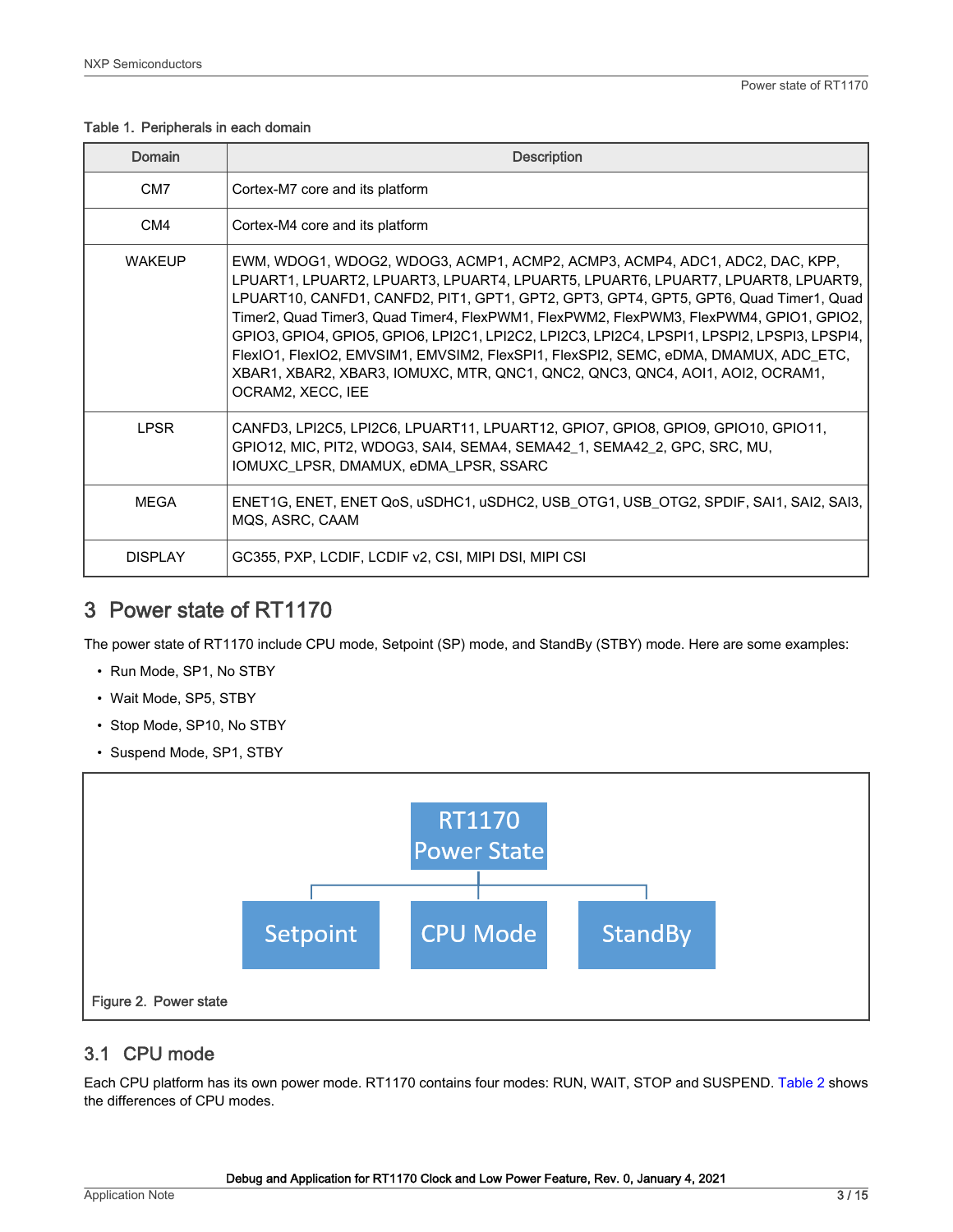Table 1. Peripherals in each domain

| Domain | Description |
| --- | --- |
| CM7 | Cortex-M7 core and its platform |
| CM4 | Cortex-M4 core and its platform |
| WAKEUP | EWM, WDOG1, WDOG2, WDOG3, ACMP1, ACMP2, ACMP3, ACMP4, ADC1, ADC2, DAC, KPP, LPUART1, LPUART2, LPUART3, LPUART4, LPUART5, LPUART6, LPUART7, LPUART8, LPUART9, LPUART10, CANFD1, CANFD2, PIT1, GPT1, GPT2, GPT3, GPT4, GPT5, GPT6, Quad Timer1, Quad Timer2, Quad Timer3, Quad Timer4, FlexPWM1, FlexPWM2, FlexPWM3, FlexPWM4, GPIO1, GPIO2, GPIO3, GPIO4, GPIO5, GPIO6, LPI2C1, LPI2C2, LPI2C3, LPI2C4, LPSPI1, LPSPI2, LPSPI3, LPSPI4, FlexIO1, FlexIO2, EMVSIM1, EMVSIM2, FlexSPI1, FlexSPI2, SEMC, eDMA, DMAMUX, ADC_ETC, XBAR1, XBAR2, XBAR3, IOMUXC, MTR, QNC1, QNC2, QNC3, QNC4, AOI1, AOI2, OCRAM1, OCRAM2, XECC, IEE |
| LPSR | CANFD3, LPI2C5, LPI2C6, LPUART11, LPUART12, GPIO7, GPIO8, GPIO9, GPIO10, GPIO11, GPIO12, MIC, PIT2, WDOG3, SAI4, SEMA4, SEMA42_1, SEMA42_2, GPC, SRC, MU, IOMUXC_LPSR, DMAMUX, eDMA_LPSR, SSARC |
| MEGA | ENET1G, ENET, ENET QoS, uSDHC1, uSDHC2, USB_OTG1, USB_OTG2, SPDIF, SAI1, SAI2, SAI3, MQS, ASRC, CAAM |
| DISPLAY | GC355, PXP, LCDIF, LCDIF v2, CSI, MIPI DSI, MIPI CSI |

# 3 Power state of RT1170

The power state of RT1170 include CPU mode, Setpoint (SP) mode, and StandBy (STBY) mode. Here are some examples:

- Run Mode, SP1, No STBY
- Wait Mode, SP5, STBY
- Stop Mode, SP10, No STBY
- Suspend Mode, SP1, STBY

RT1170 Power State

Setpoint | CPU Mode | StandBy

Figure 2. Power state

## 3.1 CPU mode

Each CPU platform has its own power mode. RT1170 contains four modes: RUN, WAIT, STOP and SUSPEND. Table 2 shows the differences of CPU modes.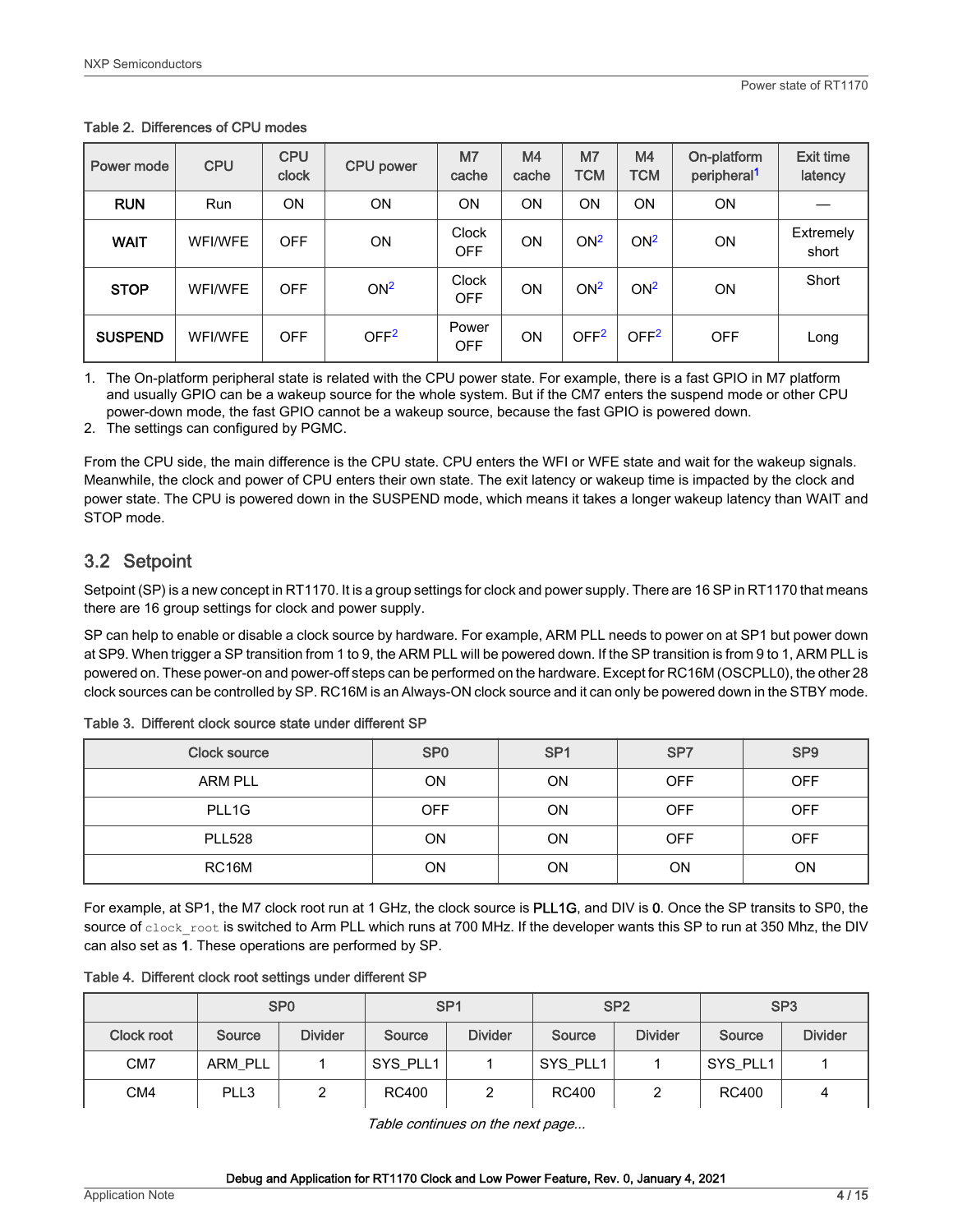Table 2. Differences of CPU modes

| Power mode | CPU | CPU clock | CPU power | M7 cache | M4 cache | M7 TCM | M4 TCM | On-platform peripheral[1] | Exit time latency |
|---|---|---|---|---|---|---|---|---|---|
| **RUN** | Run | ON | ON | ON | ON | ON | ON | ON | — |
| **WAIT** | WFI/WFE | OFF | ON | Clock OFF | ON | ON[2] | ON[2] | ON | Extremely short |
| **STOP** | WFI/WFE | OFF | ON[2] | Clock OFF | ON | ON[2] | ON[2] | ON | Short |
| **SUSPEND** | WFI/WFE | OFF | OFF[2] | Power OFF | ON | OFF[2] | OFF[2] | OFF | Long |

1. The On-platform peripheral state is related with the CPU power state. For example, there is a fast GPIO in M7 platform and usually GPIO can be a wakeup source for the whole system. But if the CM7 enters the suspend mode or other CPU power-down mode, the fast GPIO cannot be a wakeup source, because the fast GPIO is powered down.
2. The settings can configured by PGMC.

From the CPU side, the main difference is the CPU state. CPU enters the WFI or WFE state and wait for the wakeup signals. Meanwhile, the clock and power of CPU enters their own state. The exit latency or wakeup time is impacted by the clock and power state. The CPU is powered down in the SUSPEND mode, which means it takes a longer wakeup latency than WAIT and STOP mode.

## 3.2 Setpoint

Setpoint (SP) is a new concept in RT1170. It is a group settings for clock and power supply. There are 16 SP in RT1170 that means there are 16 group settings for clock and power supply.

SP can help to enable or disable a clock source by hardware. For example, ARM PLL needs to power on at SP1 but power down at SP9. When trigger a SP transition from 1 to 9, the ARM PLL will be powered down. If the SP transition is from 9 to 1, ARM PLL is powered on. These power-on and power-off steps can be performed on the hardware. Except for RC16M (OSCPLL0), the other 28 clock sources can be controlled by SP. RC16M is an Always-ON clock source and it can only be powered down in the STBY mode.

Table 3. Different clock source state under different SP

| Clock source | SP0 | SP1 | SP7 | SP9 |
|---|---|---|---|---|
| ARM PLL | ON | ON | OFF | OFF |
| PLL1G | OFF | ON | OFF | OFF |
| PLL528 | ON | ON | OFF | OFF |
| RC16M | ON | ON | ON | ON |

For example, at SP1, the M7 clock root run at 1 GHz, the clock source is **PLL1G**, and DIV is **0**. Once the SP transits to SP0, the source of `clock_root` is switched to Arm PLL which runs at 700 MHz. If the developer wants this SP to run at 350 Mhz, the DIV can also set as **1**. These operations are performed by SP.

Table 4. Different clock root settings under different SP

| | SP0 | | SP1 | | SP2 | | SP3 | |
|---|---|---|---|---|---|---|---|---|
| Clock root | Source | Divider | Source | Divider | Source | Divider | Source | Divider |
| CM7 | ARM_PLL | 1 | SYS_PLL1 | 1 | SYS_PLL1 | 1 | SYS_PLL1 | 1 |
| CM4 | PLL3 | 2 | RC400 | 2 | RC400 | 2 | RC400 | 4 |

*Table continues on the next page...*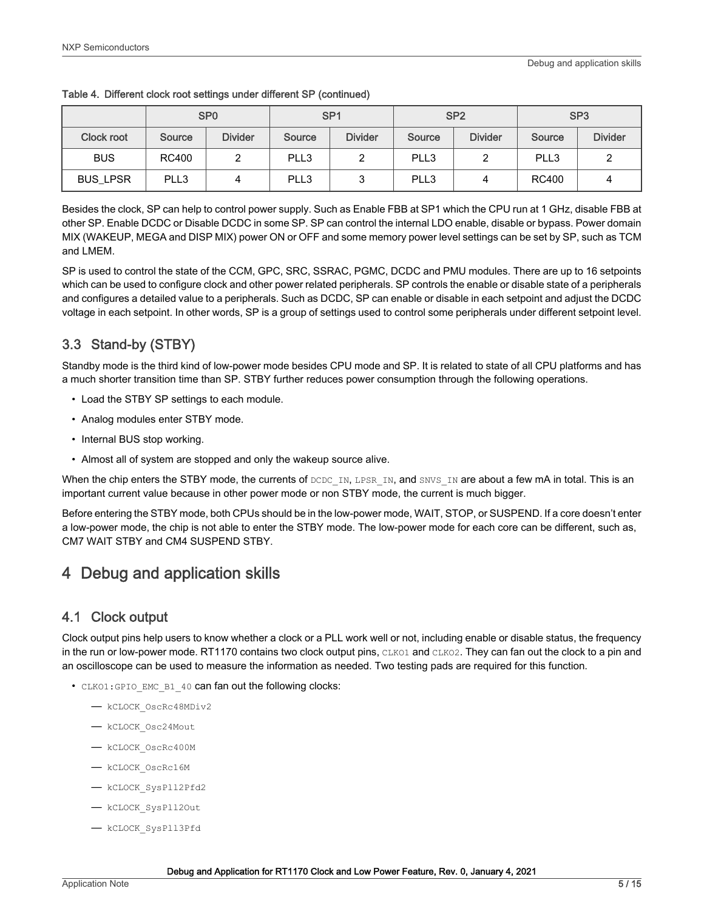Table 4. Different clock root settings under different SP (continued)

| | SP0 | | SP1 | | SP2 | | SP3 | |
|---|---|---|---|---|---|---|---|---|
| Clock root | Source | Divider | Source | Divider | Source | Divider | Source | Divider |
| BUS | RC400 | 2 | PLL3 | 2 | PLL3 | 2 | PLL3 | 2 |
| BUS_LPSR | PLL3 | 4 | PLL3 | 3 | PLL3 | 4 | RC400 | 4 |

Besides the clock, SP can help to control power supply. Such as Enable FBB at SP1 which the CPU run at 1 GHz, disable FBB at other SP. Enable DCDC or Disable DCDC in some SP. SP can control the internal LDO enable, disable or bypass. Power domain MIX (WAKEUP, MEGA and DISP MIX) power ON or OFF and some memory power level settings can be set by SP, such as TCM and LMEM.

SP is used to control the state of the CCM, GPC, SRC, SSRAC, PGMC, DCDC and PMU modules. There are up to 16 setpoints which can be used to configure clock and other power related peripherals. SP controls the enable or disable state of a peripherals and configures a detailed value to a peripherals. Such as DCDC, SP can enable or disable in each setpoint and adjust the DCDC voltage in each setpoint. In other words, SP is a group of settings used to control some peripherals under different setpoint level.

### 3.3 Stand-by (STBY)

Standby mode is the third kind of low-power mode besides CPU mode and SP. It is related to state of all CPU platforms and has a much shorter transition time than SP. STBY further reduces power consumption through the following operations.

- Load the STBY SP settings to each module.
- Analog modules enter STBY mode.
- Internal BUS stop working.
- Almost all of system are stopped and only the wakeup source alive.

When the chip enters the STBY mode, the currents of `DCDC_IN`, `LPSR_IN`, and `SNVS_IN` are about a few mA in total. This is an important current value because in other power mode or non STBY mode, the current is much bigger.

Before entering the STBY mode, both CPUs should be in the low-power mode, WAIT, STOP, or SUSPEND. If a core doesn't enter a low-power mode, the chip is not able to enter the STBY mode. The low-power mode for each core can be different, such as, CM7 WAIT STBY and CM4 SUSPEND STBY.

## 4 Debug and application skills

### 4.1 Clock output

Clock output pins help users to know whether a clock or a PLL work well or not, including enable or disable status, the frequency in the run or low-power mode. RT1170 contains two clock output pins, `CLKO1` and `CLKO2`. They can fan out the clock to a pin and an oscilloscope can be used to measure the information as needed. Two testing pads are required for this function.

- `CLKO1:GPIO_EMC_B1_40` can fan out the following clocks:
  - `kCLOCK_OscRc48MDiv2`
  - `kCLOCK_Osc24Mout`
  - `kCLOCK_OscRc400M`
  - `kCLOCK_OscRc16M`
  - `kCLOCK_SysPll2Pfd2`
  - `kCLOCK_SysPll2Out`
  - `kCLOCK_SysPll3Pfd`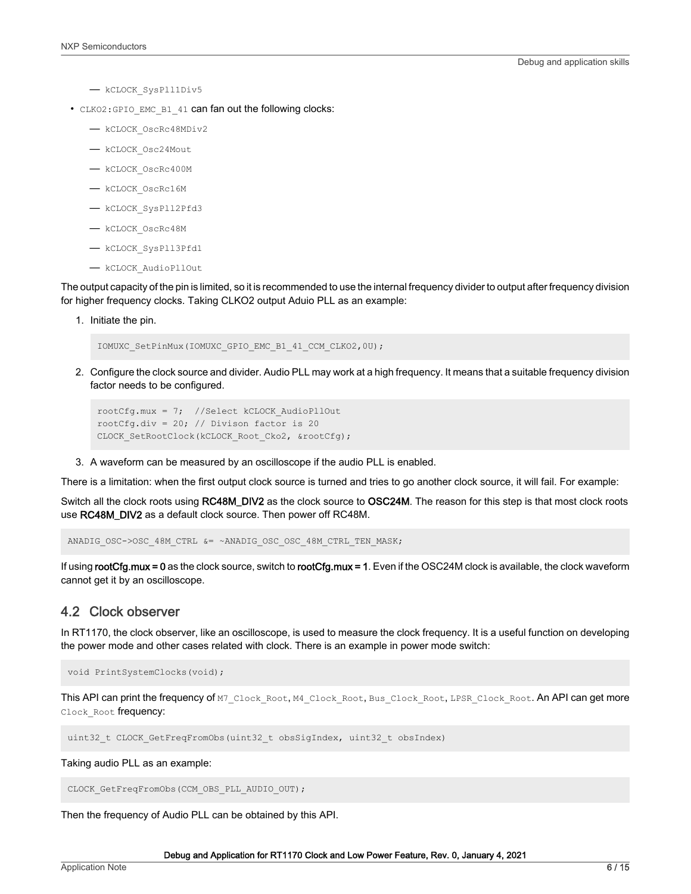- kCLOCK_SysPll1Div5
- CLKO2:GPIO_EMC_B1_41 can fan out the following clocks:
    - kCLOCK_OscRc48MDiv2
    - kCLOCK_Osc24Mout
    - kCLOCK_OscRc400M
    - kCLOCK_OscRc16M
    - kCLOCK_SysPll2Pfd3
    - kCLOCK_OscRc48M
    - kCLOCK_SysPll3Pfd1
    - kCLOCK_AudioPllOut

The output capacity of the pin is limited, so it is recommended to use the internal frequency divider to output after frequency division for higher frequency clocks. Taking CLKO2 output Aduio PLL as an example:

1. Initiate the pin.

```
IOMUXC_SetPinMux(IOMUXC_GPIO_EMC_B1_41_CCM_CLKO2,0U);
```

2. Configure the clock source and divider. Audio PLL may work at a high frequency. It means that a suitable frequency division factor needs to be configured.

```
rootCfg.mux = 7;  //Select kCLOCK_AudioPllOut
rootCfg.div = 20; // Divison factor is 20
CLOCK_SetRootClock(kCLOCK_Root_Cko2, &rootCfg);
```

3. A waveform can be measured by an oscilloscope if the audio PLL is enabled.

There is a limitation: when the first output clock source is turned and tries to go another clock source, it will fail. For example:

Switch all the clock roots using **RC48M_DIV2** as the clock source to **OSC24M**. The reason for this step is that most clock roots use **RC48M_DIV2** as a default clock source. Then power off RC48M.

```
ANADIG_OSC->OSC_48M_CTRL &= ~ANADIG_OSC_OSC_48M_CTRL_TEN_MASK;
```

If using **rootCfg.mux = 0** as the clock source, switch to **rootCfg.mux = 1**. Even if the OSC24M clock is available, the clock waveform cannot get it by an oscilloscope.

## 4.2 Clock observer

In RT1170, the clock observer, like an oscilloscope, is used to measure the clock frequency. It is a useful function on developing the power mode and other cases related with clock. There is an example in power mode switch:

```
void PrintSystemClocks(void);
```

This API can print the frequency of `M7_Clock_Root`, `M4_Clock_Root`, `Bus_Clock_Root`, `LPSR_Clock_Root`. An API can get more `Clock_Root` frequency:

```
uint32_t CLOCK_GetFreqFromObs(uint32_t obsSigIndex, uint32_t obsIndex)
```

Taking audio PLL as an example:

```
CLOCK_GetFreqFromObs(CCM_OBS_PLL_AUDIO_OUT);
```

Then the frequency of Audio PLL can be obtained by this API.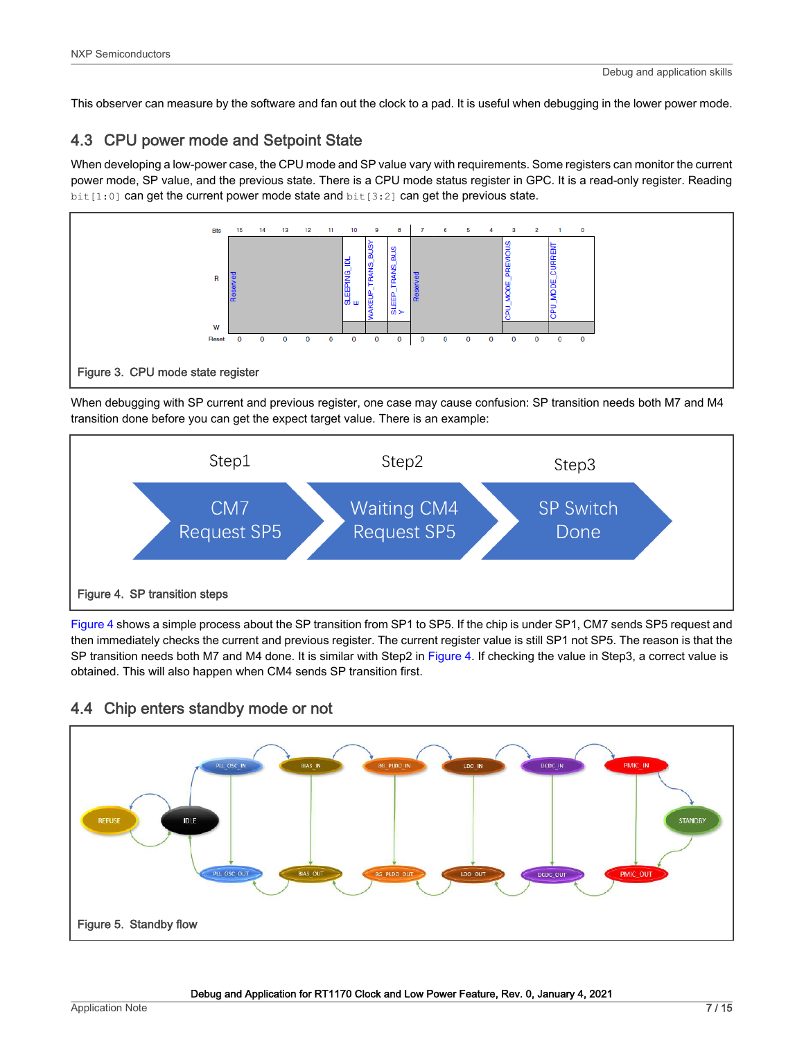This observer can measure by the software and fan out the clock to a pad. It is useful when debugging in the lower power mode.

## 4.3 CPU power mode and Setpoint State

When developing a low-power case, the CPU mode and SP value vary with requirements. Some registers can monitor the current power mode, SP value, and the previous state. There is a CPU mode status register in GPC. It is a read-only register. Reading `bit[1:0]` can get the current power mode state and `bit[3:2]` can get the previous state.

| Bits | 15 | 14 | 13 | 12 | 11 | 10 | 9 | 8 | 7 | 6 | 5 | 4 | 3 | 2 | 1 | 0 |
|---|---|---|---|---|---|---|---|---|---|---|---|---|---|---|---|---|
| R | Reserved | | | | | SLEEPING_IDLE | WAKEUP_TRANS_BUSY | SLEEP_TRANS_BUSY | Reserved | | | | CPU_MODE_PREVIOUS | | CPU_MODE_CURRENT | |
| W | | | | | | | | | | | | | | | | |
| Reset | 0 | 0 | 0 | 0 | 0 | 0 | 0 | 0 | 0 | 0 | 0 | 0 | 0 | 0 | 0 | 0 |

Figure 3. CPU mode state register

When debugging with SP current and previous register, one case may cause confusion: SP transition needs both M7 and M4 transition done before you can get the expect target value. There is an example:

| Step1 | Step2 | Step3 |
|---|---|---|
| CM7 Request SP5 | Waiting CM4 Request SP5 | SP Switch Done |

Figure 4. SP transition steps

Figure 4 shows a simple process about the SP transition from SP1 to SP5. If the chip is under SP1, CM7 sends SP5 request and then immediately checks the current and previous register. The current register value is still SP1 not SP5. The reason is that the SP transition needs both M7 and M4 done. It is similar with Step2 in Figure 4. If checking the value in Step3, a correct value is obtained. This will also happen when CM4 sends SP transition first.

## 4.4 Chip enters standby mode or not

Figure 5. Standby flow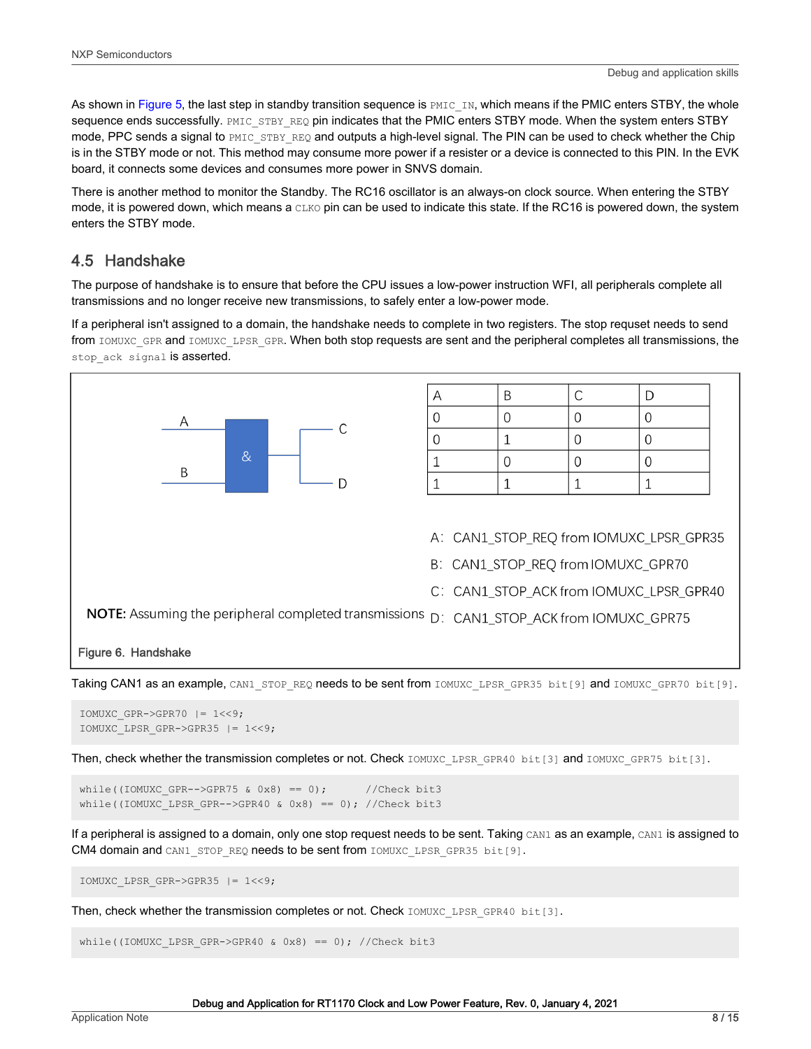As shown in Figure 5, the last step in standby transition sequence is `PMIC_IN`, which means if the PMIC enters STBY, the whole sequence ends successfully. `PMIC_STBY_REQ` pin indicates that the PMIC enters STBY mode. When the system enters STBY mode, PPC sends a signal to `PMIC_STBY_REQ` and outputs a high-level signal. The PIN can be used to check whether the Chip is in the STBY mode or not. This method may consume more power if a resister or a device is connected to this PIN. In the EVK board, it connects some devices and consumes more power in SNVS domain.

There is another method to monitor the Standby. The RC16 oscillator is an always-on clock source. When entering the STBY mode, it is powered down, which means a `CLKO` pin can be used to indicate this state. If the RC16 is powered down, the system enters the STBY mode.

## 4.5 Handshake

The purpose of handshake is to ensure that before the CPU issues a low-power instruction WFI, all peripherals complete all transmissions and no longer receive new transmissions, to safely enter a low-power mode.

If a peripheral isn't assigned to a domain, the handshake needs to complete in two registers. The stop requset needs to send from `IOMUXC_GPR` and `IOMUXC_LPSR_GPR`. When both stop requests are sent and the peripheral completes all transmissions, the `stop_ack signal` is asserted.

| A | B | C | D |
|---|---|---|---|
| 0 | 0 | 0 | 0 |
| 0 | 1 | 0 | 0 |
| 1 | 0 | 0 | 0 |
| 1 | 1 | 1 | 1 |

A： CAN1_STOP_REQ from IOMUXC_LPSR_GPR35

B： CAN1_STOP_REQ from IOMUXC_GPR70

C： CAN1_STOP_ACK from IOMUXC_LPSR_GPR40

D： CAN1_STOP_ACK from IOMUXC_GPR75

**NOTE:** Assuming the peripheral completed transmissions

Figure 6. Handshake

Taking CAN1 as an example, `CAN1_STOP_REQ` needs to be sent from `IOMUXC_LPSR_GPR35 bit[9]` and `IOMUXC_GPR70 bit[9]`.

```
IOMUXC_GPR->GPR70  |= 1<<9;
IOMUXC_LPSR_GPR->GPR35  |= 1<<9;
```

Then, check whether the transmission completes or not. Check `IOMUXC_LPSR_GPR40 bit[3]` and `IOMUXC_GPR75 bit[3]`.

```
while((IOMUXC_GPR-->GPR75 & 0x8) == 0);       //Check bit3
while((IOMUXC_LPSR_GPR-->GPR40 & 0x8) == 0); //Check bit3
```

If a peripheral is assigned to a domain, only one stop request needs to be sent. Taking `CAN1` as an example, `CAN1` is assigned to CM4 domain and `CAN1_STOP_REQ` needs to be sent from `IOMUXC_LPSR_GPR35 bit[9]`.

```
IOMUXC_LPSR_GPR->GPR35  |= 1<<9;
```

Then, check whether the transmission completes or not. Check `IOMUXC_LPSR_GPR40 bit[3]`.

```
while((IOMUXC_LPSR_GPR->GPR40 & 0x8) == 0); //Check bit3
```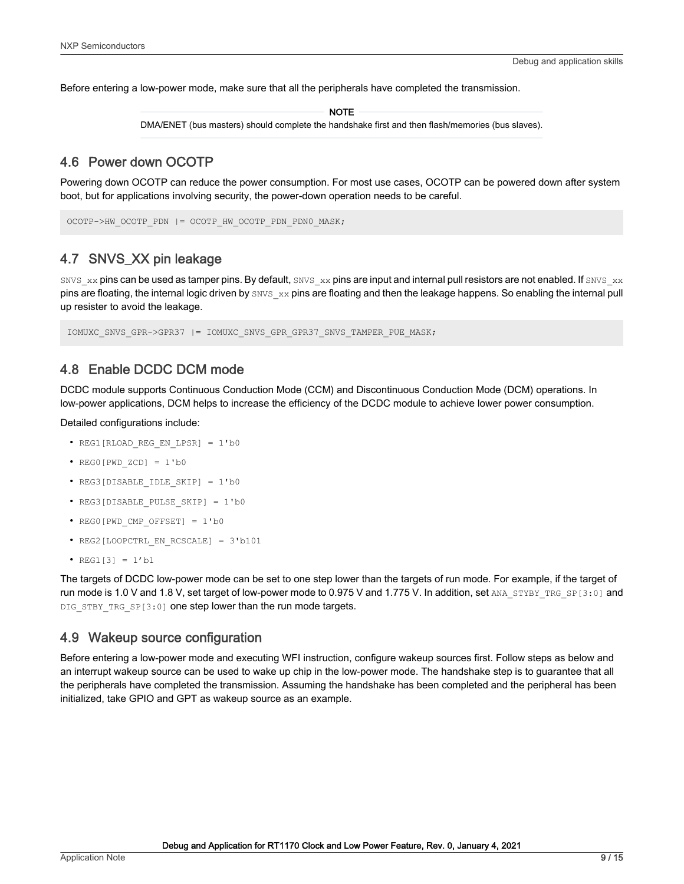Before entering a low-power mode, make sure that all the peripherals have completed the transmission.

**NOTE**

DMA/ENET (bus masters) should complete the handshake first and then flash/memories (bus slaves).

## 4.6 Power down OCOTP

Powering down OCOTP can reduce the power consumption. For most use cases, OCOTP can be powered down after system boot, but for applications involving security, the power-down operation needs to be careful.

```
OCOTP->HW_OCOTP_PDN |= OCOTP_HW_OCOTP_PDN_PDN0_MASK;
```

## 4.7 SNVS_XX pin leakage

`SNVS_xx` pins can be used as tamper pins. By default, `SNVS_xx` pins are input and internal pull resistors are not enabled. If `SNVS_xx` pins are floating, the internal logic driven by `SNVS_xx` pins are floating and then the leakage happens. So enabling the internal pull up resister to avoid the leakage.

```
IOMUXC_SNVS_GPR->GPR37 |= IOMUXC_SNVS_GPR_GPR37_SNVS_TAMPER_PUE_MASK;
```

## 4.8 Enable DCDC DCM mode

DCDC module supports Continuous Conduction Mode (CCM) and Discontinuous Conduction Mode (DCM) operations. In low-power applications, DCM helps to increase the efficiency of the DCDC module to achieve lower power consumption.

Detailed configurations include:

- `REG1[RLOAD_REG_EN_LPSR] = 1'b0`
- `REG0[PWD_ZCD] = 1'b0`
- `REG3[DISABLE_IDLE_SKIP] = 1'b0`
- `REG3[DISABLE_PULSE_SKIP] = 1'b0`
- `REG0[PWD_CMP_OFFSET] = 1'b0`
- `REG2[LOOPCTRL_EN_RCSCALE] = 3'b101`
- `REG1[3] = 1'b1`

The targets of DCDC low-power mode can be set to one step lower than the targets of run mode. For example, if the target of run mode is 1.0 V and 1.8 V, set target of low-power mode to 0.975 V and 1.775 V. In addition, set `ANA_STYBY_TRG_SP[3:0]` and `DIG_STBY_TRG_SP[3:0]` one step lower than the run mode targets.

## 4.9 Wakeup source configuration

Before entering a low-power mode and executing WFI instruction, configure wakeup sources first. Follow steps as below and an interrupt wakeup source can be used to wake up chip in the low-power mode. The handshake step is to guarantee that all the peripherals have completed the transmission. Assuming the handshake has been completed and the peripheral has been initialized, take GPIO and GPT as wakeup source as an example.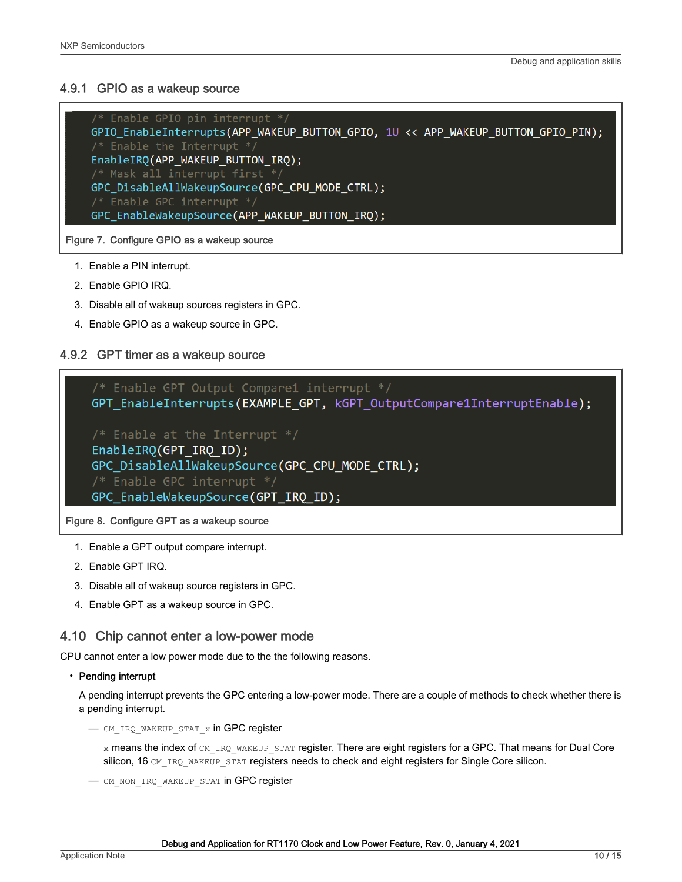### 4.9.1 GPIO as a wakeup source

```
/* Enable GPIO pin interrupt */
GPIO_EnableInterrupts(APP_WAKEUP_BUTTON_GPIO, 1U << APP_WAKEUP_BUTTON_GPIO_PIN);
/* Enable the Interrupt */
EnableIRQ(APP_WAKEUP_BUTTON_IRQ);
/* Mask all interrupt first */
GPC_DisableAllWakeupSource(GPC_CPU_MODE_CTRL);
/* Enable GPC interrupt */
GPC_EnableWakeupSource(APP_WAKEUP_BUTTON_IRQ);
```

Figure 7. Configure GPIO as a wakeup source

1. Enable a PIN interrupt.
2. Enable GPIO IRQ.
3. Disable all of wakeup sources registers in GPC.
4. Enable GPIO as a wakeup source in GPC.

### 4.9.2 GPT timer as a wakeup source

```
/* Enable GPT Output Compare1 interrupt */
GPT_EnableInterrupts(EXAMPLE_GPT, kGPT_OutputCompare1InterruptEnable);

/* Enable at the Interrupt */
EnableIRQ(GPT_IRQ_ID);
GPC_DisableAllWakeupSource(GPC_CPU_MODE_CTRL);
/* Enable GPC interrupt */
GPC_EnableWakeupSource(GPT_IRQ_ID);
```

Figure 8. Configure GPT as a wakeup source

1. Enable a GPT output compare interrupt.
2. Enable GPT IRQ.
3. Disable all of wakeup source registers in GPC.
4. Enable GPT as a wakeup source in GPC.

## 4.10 Chip cannot enter a low-power mode

CPU cannot enter a low power mode due to the the following reasons.

- **Pending interrupt**

  A pending interrupt prevents the GPC entering a low-power mode. There are a couple of methods to check whether there is a pending interrupt.

  — `CM_IRQ_WAKEUP_STAT_x` in GPC register

  `x` means the index of `CM_IRQ_WAKEUP_STAT` register. There are eight registers for a GPC. That means for Dual Core silicon, 16 `CM_IRQ_WAKEUP_STAT` registers needs to check and eight registers for Single Core silicon.

  — `CM_NON_IRQ_WAKEUP_STAT` in GPC register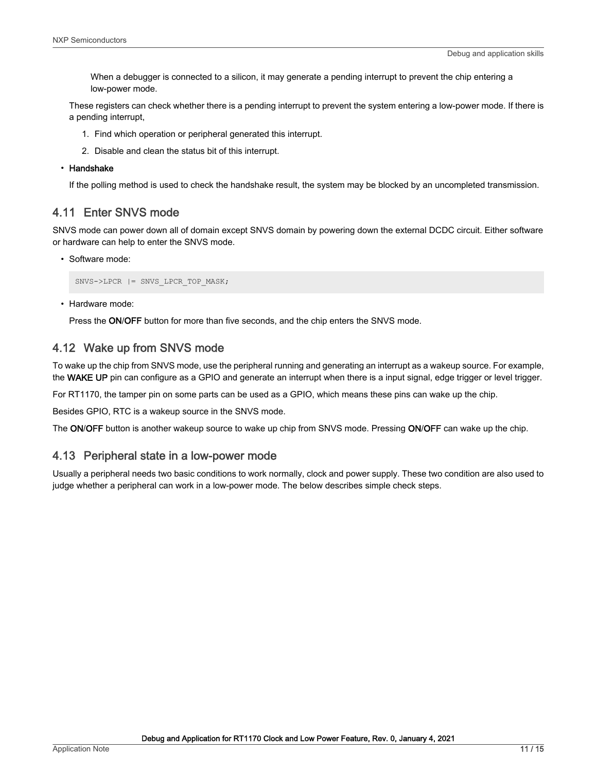When a debugger is connected to a silicon, it may generate a pending interrupt to prevent the chip entering a low-power mode.

These registers can check whether there is a pending interrupt to prevent the system entering a low-power mode. If there is a pending interrupt,

1. Find which operation or peripheral generated this interrupt.
2. Disable and clean the status bit of this interrupt.

- **Handshake**

  If the polling method is used to check the handshake result, the system may be blocked by an uncompleted transmission.

## 4.11 Enter SNVS mode

SNVS mode can power down all of domain except SNVS domain by powering down the external DCDC circuit. Either software or hardware can help to enter the SNVS mode.

- Software mode:

```
SNVS->LPCR |= SNVS_LPCR_TOP_MASK;
```

- Hardware mode:

  Press the **ON**/**OFF** button for more than five seconds, and the chip enters the SNVS mode.

## 4.12 Wake up from SNVS mode

To wake up the chip from SNVS mode, use the peripheral running and generating an interrupt as a wakeup source. For example, the **WAKE UP** pin can configure as a GPIO and generate an interrupt when there is a input signal, edge trigger or level trigger.

For RT1170, the tamper pin on some parts can be used as a GPIO, which means these pins can wake up the chip.

Besides GPIO, RTC is a wakeup source in the SNVS mode.

The **ON**/**OFF** button is another wakeup source to wake up chip from SNVS mode. Pressing **ON**/**OFF** can wake up the chip.

## 4.13 Peripheral state in a low-power mode

Usually a peripheral needs two basic conditions to work normally, clock and power supply. These two condition are also used to judge whether a peripheral can work in a low-power mode. The below describes simple check steps.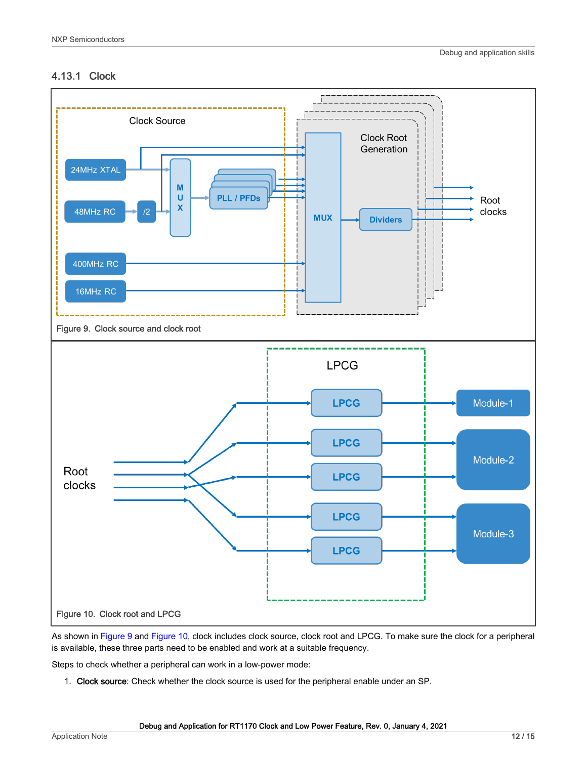### 4.13.1 Clock

Figure 9. Clock source and clock root

Figure 10. Clock root and LPCG

As shown in Figure 9 and Figure 10, clock includes clock source, clock root and LPCG. To make sure the clock for a peripheral is available, these three parts need to be enabled and work at a suitable frequency.

Steps to check whether a peripheral can work in a low-power mode:

1. **Clock source**: Check whether the clock source is used for the peripheral enable under an SP.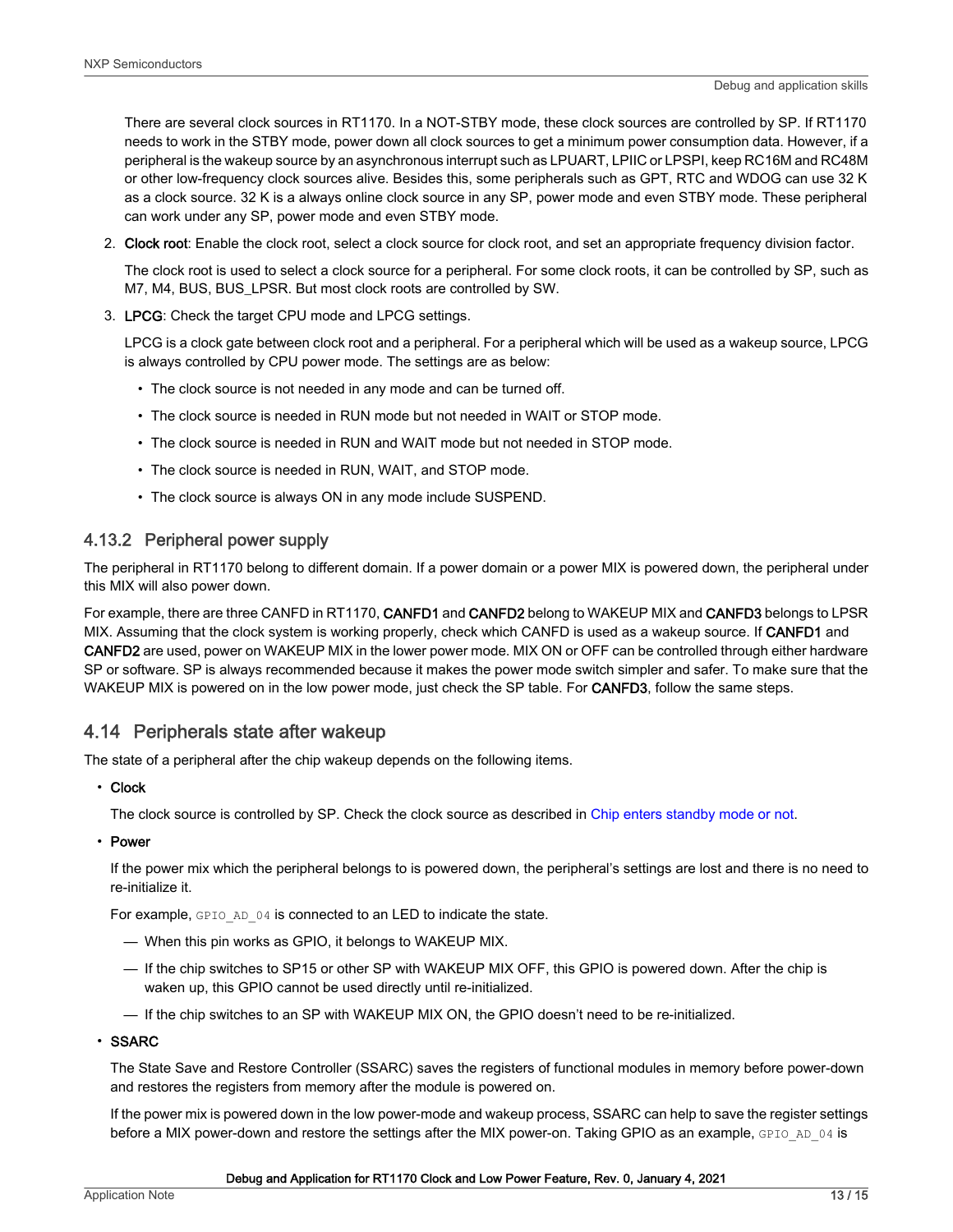There are several clock sources in RT1170. In a NOT-STBY mode, these clock sources are controlled by SP. If RT1170 needs to work in the STBY mode, power down all clock sources to get a minimum power consumption data. However, if a peripheral is the wakeup source by an asynchronous interrupt such as LPUART, LPIIC or LPSPI, keep RC16M and RC48M or other low-frequency clock sources alive. Besides this, some peripherals such as GPT, RTC and WDOG can use 32 K as a clock source. 32 K is a always online clock source in any SP, power mode and even STBY mode. These peripheral can work under any SP, power mode and even STBY mode.

2. **Clock root**: Enable the clock root, select a clock source for clock root, and set an appropriate frequency division factor.

   The clock root is used to select a clock source for a peripheral. For some clock roots, it can be controlled by SP, such as M7, M4, BUS, BUS_LPSR. But most clock roots are controlled by SW.

3. **LPCG**: Check the target CPU mode and LPCG settings.

   LPCG is a clock gate between clock root and a peripheral. For a peripheral which will be used as a wakeup source, LPCG is always controlled by CPU power mode. The settings are as below:

   - The clock source is not needed in any mode and can be turned off.
   - The clock source is needed in RUN mode but not needed in WAIT or STOP mode.
   - The clock source is needed in RUN and WAIT mode but not needed in STOP mode.
   - The clock source is needed in RUN, WAIT, and STOP mode.
   - The clock source is always ON in any mode include SUSPEND.

### 4.13.2 Peripheral power supply

The peripheral in RT1170 belong to different domain. If a power domain or a power MIX is powered down, the peripheral under this MIX will also power down.

For example, there are three CANFD in RT1170, **CANFD1** and **CANFD2** belong to WAKEUP MIX and **CANFD3** belongs to LPSR MIX. Assuming that the clock system is working properly, check which CANFD is used as a wakeup source. If **CANFD1** and **CANFD2** are used, power on WAKEUP MIX in the lower power mode. MIX ON or OFF can be controlled through either hardware SP or software. SP is always recommended because it makes the power mode switch simpler and safer. To make sure that the WAKEUP MIX is powered on in the low power mode, just check the SP table. For **CANFD3**, follow the same steps.

## 4.14 Peripherals state after wakeup

The state of a peripheral after the chip wakeup depends on the following items.

- **Clock**

  The clock source is controlled by SP. Check the clock source as described in Chip enters standby mode or not.

- **Power**

  If the power mix which the peripheral belongs to is powered down, the peripheral's settings are lost and there is no need to re-initialize it.

  For example, `GPIO_AD_04` is connected to an LED to indicate the state.

  — When this pin works as GPIO, it belongs to WAKEUP MIX.

  — If the chip switches to SP15 or other SP with WAKEUP MIX OFF, this GPIO is powered down. After the chip is waken up, this GPIO cannot be used directly until re-initialized.

  — If the chip switches to an SP with WAKEUP MIX ON, the GPIO doesn't need to be re-initialized.

- **SSARC**

  The State Save and Restore Controller (SSARC) saves the registers of functional modules in memory before power-down and restores the registers from memory after the module is powered on.

  If the power mix is powered down in the low power-mode and wakeup process, SSARC can help to save the register settings before a MIX power-down and restore the settings after the MIX power-on. Taking GPIO as an example, `GPIO_AD_04` is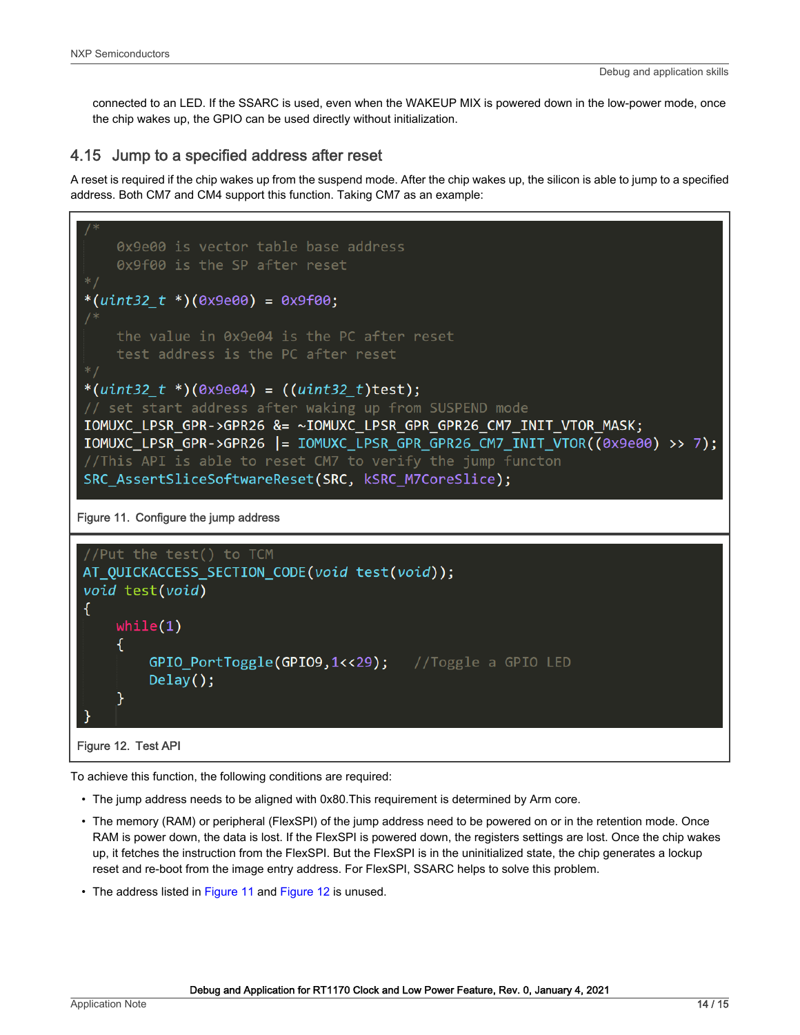connected to an LED. If the SSARC is used, even when the WAKEUP MIX is powered down in the low-power mode, once the chip wakes up, the GPIO can be used directly without initialization.

## 4.15 Jump to a specified address after reset

A reset is required if the chip wakes up from the suspend mode. After the chip wakes up, the silicon is able to jump to a specified address. Both CM7 and CM4 support this function. Taking CM7 as an example:

```
/*
    0x9e00 is vector table base address
    0x9f00 is the SP after reset
*/
*(uint32_t *)(0x9e00) = 0x9f00;
/*
    the value in 0x9e04 is the PC after reset
    test address is the PC after reset
*/
*(uint32_t *)(0x9e04) = ((uint32_t)test);
// set start address after waking up from SUSPEND mode
IOMUXC_LPSR_GPR->GPR26 &= ~IOMUXC_LPSR_GPR_GPR26_CM7_INIT_VTOR_MASK;
IOMUXC_LPSR_GPR->GPR26 |= IOMUXC_LPSR_GPR_GPR26_CM7_INIT_VTOR((0x9e00) >> 7);
//This API is able to reset CM7 to verify the jump functon
SRC_AssertSliceSoftwareReset(SRC, kSRC_M7CoreSlice);
```

Figure 11. Configure the jump address

```
//Put the test() to TCM
AT_QUICKACCESS_SECTION_CODE(void test(void));
void test(void)
{
    while(1)
    {
        GPIO_PortToggle(GPIO9,1<<29);   //Toggle a GPIO LED
        Delay();
    }
}
```

Figure 12. Test API

To achieve this function, the following conditions are required:

- The jump address needs to be aligned with 0x80.This requirement is determined by Arm core.
- The memory (RAM) or peripheral (FlexSPI) of the jump address need to be powered on or in the retention mode. Once RAM is power down, the data is lost. If the FlexSPI is powered down, the registers settings are lost. Once the chip wakes up, it fetches the instruction from the FlexSPI. But the FlexSPI is in the uninitialized state, the chip generates a lockup reset and re-boot from the image entry address. For FlexSPI, SSARC helps to solve this problem.
- The address listed in Figure 11 and Figure 12 is unused.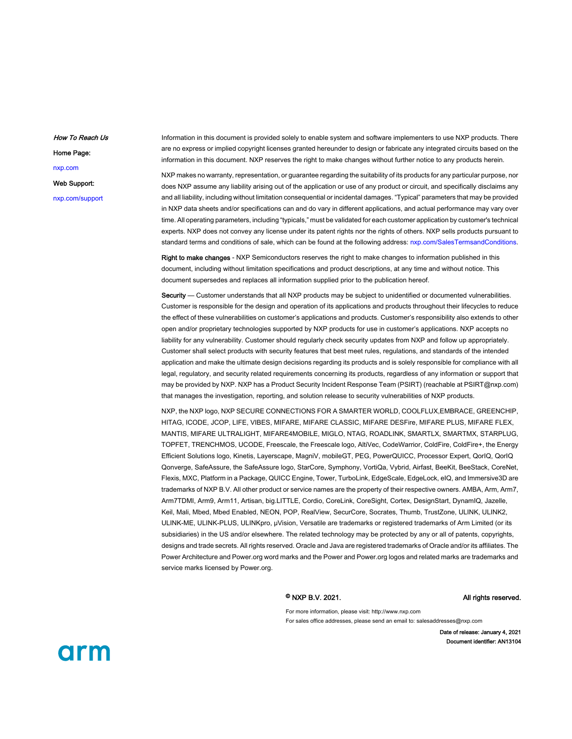*How To Reach Us*

**Home Page:**

nxp.com

**Web Support:**

nxp.com/support

Information in this document is provided solely to enable system and software implementers to use NXP products. There are no express or implied copyright licenses granted hereunder to design or fabricate any integrated circuits based on the information in this document. NXP reserves the right to make changes without further notice to any products herein.

NXP makes no warranty, representation, or guarantee regarding the suitability of its products for any particular purpose, nor does NXP assume any liability arising out of the application or use of any product or circuit, and specifically disclaims any and all liability, including without limitation consequential or incidental damages. “Typical” parameters that may be provided in NXP data sheets and/or specifications can and do vary in different applications, and actual performance may vary over time. All operating parameters, including “typicals,” must be validated for each customer application by customer's technical experts. NXP does not convey any license under its patent rights nor the rights of others. NXP sells products pursuant to standard terms and conditions of sale, which can be found at the following address: nxp.com/SalesTermsandConditions.

**Right to make changes** - NXP Semiconductors reserves the right to make changes to information published in this document, including without limitation specifications and product descriptions, at any time and without notice. This document supersedes and replaces all information supplied prior to the publication hereof.

**Security** — Customer understands that all NXP products may be subject to unidentified or documented vulnerabilities. Customer is responsible for the design and operation of its applications and products throughout their lifecycles to reduce the effect of these vulnerabilities on customer’s applications and products. Customer’s responsibility also extends to other open and/or proprietary technologies supported by NXP products for use in customer’s applications. NXP accepts no liability for any vulnerability. Customer should regularly check security updates from NXP and follow up appropriately. Customer shall select products with security features that best meet rules, regulations, and standards of the intended application and make the ultimate design decisions regarding its products and is solely responsible for compliance with all legal, regulatory, and security related requirements concerning its products, regardless of any information or support that may be provided by NXP. NXP has a Product Security Incident Response Team (PSIRT) (reachable at PSIRT@nxp.com) that manages the investigation, reporting, and solution release to security vulnerabilities of NXP products.

NXP, the NXP logo, NXP SECURE CONNECTIONS FOR A SMARTER WORLD, COOLFLUX,EMBRACE, GREENCHIP, HITAG, ICODE, JCOP, LIFE, VIBES, MIFARE, MIFARE CLASSIC, MIFARE DESFire, MIFARE PLUS, MIFARE FLEX, MANTIS, MIFARE ULTRALIGHT, MIFARE4MOBILE, MIGLO, NTAG, ROADLINK, SMARTLX, SMARTMX, STARPLUG, TOPFET, TRENCHMOS, UCODE, Freescale, the Freescale logo, AltiVec, CodeWarrior, ColdFire, ColdFire+, the Energy Efficient Solutions logo, Kinetis, Layerscape, MagniV, mobileGT, PEG, PowerQUICC, Processor Expert, QorIQ, QorIQ Qonverge, SafeAssure, the SafeAssure logo, StarCore, Symphony, VortiQa, Vybrid, Airfast, BeeKit, BeeStack, CoreNet, Flexis, MXC, Platform in a Package, QUICC Engine, Tower, TurboLink, EdgeScale, EdgeLock, eIQ, and Immersive3D are trademarks of NXP B.V. All other product or service names are the property of their respective owners. AMBA, Arm, Arm7, Arm7TDMI, Arm9, Arm11, Artisan, big.LITTLE, Cordio, CoreLink, CoreSight, Cortex, DesignStart, DynamIQ, Jazelle, Keil, Mali, Mbed, Mbed Enabled, NEON, POP, RealView, SecurCore, Socrates, Thumb, TrustZone, ULINK, ULINK2, ULINK-ME, ULINK-PLUS, ULINKpro, µVision, Versatile are trademarks or registered trademarks of Arm Limited (or its subsidiaries) in the US and/or elsewhere. The related technology may be protected by any or all of patents, copyrights, designs and trade secrets. All rights reserved. Oracle and Java are registered trademarks of Oracle and/or its affiliates. The Power Architecture and Power.org word marks and the Power and Power.org logos and related marks are trademarks and service marks licensed by Power.org.

**© NXP B.V. 2021. All rights reserved.**

For more information, please visit: http://www.nxp.com

For sales office addresses, please send an email to: salesaddresses@nxp.com

**Date of release: January 4, 2021**

**Document identifier: AN13104**

arm